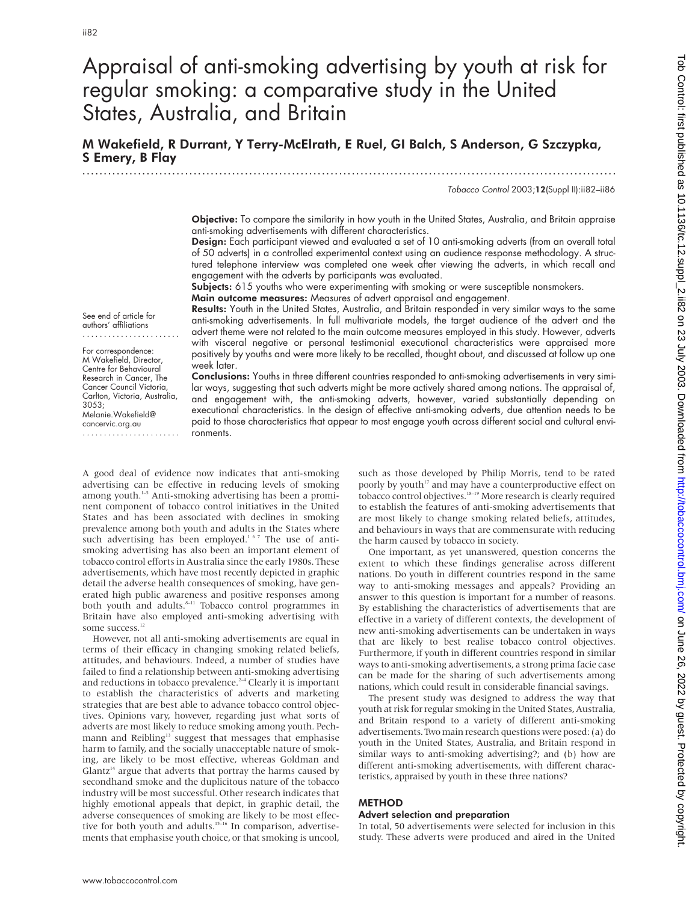# Appraisal of anti-smoking advertising by youth at risk for regular smoking: a comparative study in the United States, Australia, and Britain

**M Wakefield, R Durrant, Y Terry-McElrath, E Ruel, GI Balch, S Anderson, G Szczypka, S Emery, B Flay**

See end of article for authors' affiliations

For correspondence: M Wakefield, Director, Centre for Behavioural Research in Cancer, The Cancer Council Victoria, Carlton, Victoria, Australia, 3053; Melanie.Wakefield@cancervic.org.au

**Objective:** To compare the similarity in how youth in the United States, Australia, and Britain appraise anti-smoking advertisements with different characteristics.

**Design:** Each participant viewed and evaluated a set of 10 anti-smoking adverts (from an overall total of 50 adverts) in a controlled experimental context using an audience response methodology. A structured telephone interview was completed one week after viewing the adverts, in which recall and engagement with the adverts by participants was evaluated.

**Subjects:** 615 youths who were experimenting with smoking or were susceptible nonsmokers.

**Main outcome measures:** Measures of advert appraisal and engagement.

**Results:** Youth in the United States, Australia, and Britain responded in very similar ways to the same anti-smoking advertisements. In full multivariate models, the target audience of the advert and the advert theme were not related to the main outcome measures employed in this study. However, adverts with visceral negative or personal testimonial executional characteristics were appraised more positively by youths and were more likely to be recalled, thought about, and discussed at follow up one week later.

**Conclusions:** Youths in three different countries responded to anti-smoking advertisements in very similar ways, suggesting that such adverts might be more actively shared among nations. The appraisal of, and engagement with, the anti-smoking adverts, however, varied substantially depending on executional characteristics. In the design of effective anti-smoking adverts, due attention needs to be paid to those characteristics that appear to most engage youth across different social and cultural environments.

A good deal of evidence now indicates that anti-smoking advertising can be effective in reducing levels of smoking among youth.[1–5] Anti-smoking advertising has been a prominent component of tobacco control initiatives in the United States and has been associated with declines in smoking prevalence among both youth and adults in the States where such advertising has been employed.[1 6 7] The use of anti-smoking advertising has also been an important element of tobacco control efforts in Australia since the early 1980s. These advertisements, which have most recently depicted in graphic detail the adverse health consequences of smoking, have generated high public awareness and positive responses among both youth and adults.[8–11] Tobacco control programmes in Britain have also employed anti-smoking advertising with some success.[12]

However, not all anti-smoking advertisements are equal in terms of their efficacy in changing smoking related beliefs, attitudes, and behaviours. Indeed, a number of studies have failed to find a relationship between anti-smoking advertising and reductions in tobacco prevalence.[2–4] Clearly it is important to establish the characteristics of adverts and marketing strategies that are best able to advance tobacco control objectives. Opinions vary, however, regarding just what sorts of adverts are most likely to reduce smoking among youth. Pechmann and Reibling[13] suggest that messages that emphasise harm to family, and the socially unacceptable nature of smoking, are likely to be most effective, whereas Goldman and Glantz[14] argue that adverts that portray the harms caused by secondhand smoke and the duplicitous nature of the tobacco industry will be most successful. Other research indicates that highly emotional appeals that depict, in graphic detail, the adverse consequences of smoking are likely to be most effective for both youth and adults.[15–16] In comparison, advertisements that emphasise youth choice, or that smoking is uncool, such as those developed by Philip Morris, tend to be rated poorly by youth[17] and may have a counterproductive effect on tobacco control objectives.[18–19] More research is clearly required to establish the features of anti-smoking advertisements that are most likely to change smoking related beliefs, attitudes, and behaviours in ways that are commensurate with reducing the harm caused by tobacco in society.

One important, as yet unanswered, question concerns the extent to which these findings generalise across different nations. Do youth in different countries respond in the same way to anti-smoking messages and appeals? Providing an answer to this question is important for a number of reasons. By establishing the characteristics of advertisements that are effective in a variety of different contexts, the development of new anti-smoking advertisements can be undertaken in ways that are likely to best realise tobacco control objectives. Furthermore, if youth in different countries respond in similar ways to anti-smoking advertisements, a strong prima facie case can be made for the sharing of such advertisements among nations, which could result in considerable financial savings.

The present study was designed to address the way that youth at risk for regular smoking in the United States, Australia, and Britain respond to a variety of different anti-smoking advertisements. Two main research questions were posed: (a) do youth in the United States, Australia, and Britain respond in similar ways to anti-smoking advertising?; and (b) how are different anti-smoking advertisements, with different characteristics, appraised by youth in these three nations?

## METHOD

### Advert selection and preparation

In total, 50 advertisements were selected for inclusion in this study. These adverts were produced and aired in the United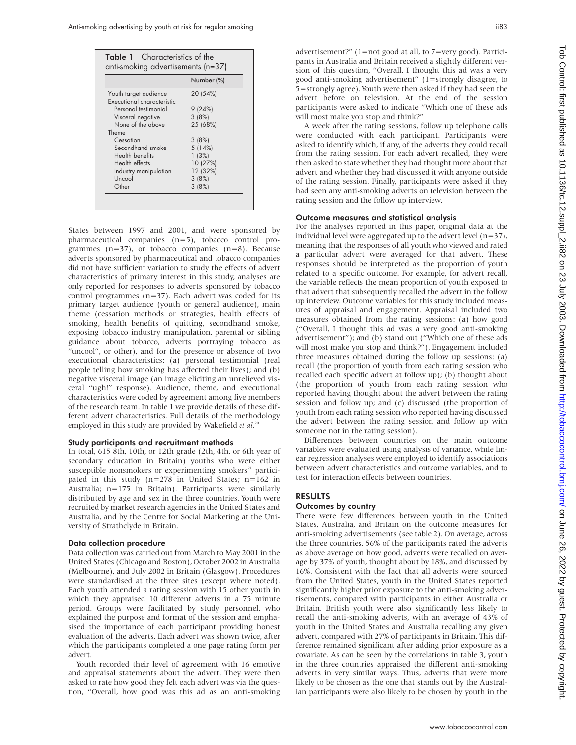**Table 1** Characteristics of the anti-smoking advertisements (n=37)

| | Number (%) |
|---|---|
| Youth target audience | 20 (54%) |
| Executional characteristic | |
| Personal testimonial | 9 (24%) |
| Visceral negative | 3 (8%) |
| None of the above | 25 (68%) |
| Theme | |
| Cessation | 3 (8%) |
| Secondhand smoke | 5 (14%) |
| Health benefits | 1 (3%) |
| Health effects | 10 (27%) |
| Industry manipulation | 12 (32%) |
| Uncool | 3 (8%) |
| Other | 3 (8%) |

States between 1997 and 2001, and were sponsored by pharmaceutical companies (n=5), tobacco control programmes (n=37), or tobacco companies (n=8). Because adverts sponsored by pharmaceutical and tobacco companies did not have sufficient variation to study the effects of advert characteristics of primary interest in this study, analyses are only reported for responses to adverts sponsored by tobacco control programmes (n=37). Each advert was coded for its primary target audience (youth or general audience), main theme (cessation methods or strategies, health effects of smoking, health benefits of quitting, secondhand smoke, exposing tobacco industry manipulation, parental or sibling guidance about tobacco, adverts portraying tobacco as "uncool", or other), and for the presence or absence of two executional characteristics: (a) personal testimonial (real people telling how smoking has affected their lives); and (b) negative visceral image (an image eliciting an unrelieved visceral "ugh!" response). Audience, theme, and executional characteristics were coded by agreement among five members of the research team. In table 1 we provide details of these different advert characteristics. Full details of the methodology employed in this study are provided by Wakefield *et al*.[20]

### Study participants and recruitment methods

In total, 615 8th, 10th, or 12th grade (2th, 4th, or 6th year of secondary education in Britain) youths who were either susceptible nonsmokers or experimenting smokers[21] participated in this study (n=278 in United States; n=162 in Australia; n=175 in Britain). Participants were similarly distributed by age and sex in the three countries. Youth were recruited by market research agencies in the United States and Australia, and by the Centre for Social Marketing at the University of Strathclyde in Britain.

### Data collection procedure

Data collection was carried out from March to May 2001 in the United States (Chicago and Boston), October 2002 in Australia (Melbourne), and July 2002 in Britain (Glasgow). Procedures were standardised at the three sites (except where noted). Each youth attended a rating session with 15 other youth in which they appraised 10 different adverts in a 75 minute period. Groups were facilitated by study personnel, who explained the purpose and format of the session and emphasised the importance of each participant providing honest evaluation of the adverts. Each advert was shown twice, after which the participants completed a one page rating form per advert.

Youth recorded their level of agreement with 16 emotive and appraisal statements about the advert. They were then asked to rate how good they felt each advert was via the question, "Overall, how good was this ad as an anti-smoking advertisement?" (1=not good at all, to 7=very good). Participants in Australia and Britain received a slightly different version of this question, "Overall, I thought this ad was a very good anti-smoking advertisement" (1=strongly disagree, to 5=strongly agree). Youth were then asked if they had seen the advert before on television. At the end of the session participants were asked to indicate "Which one of these ads will most make you stop and think?"

A week after the rating sessions, follow up telephone calls were conducted with each participant. Participants were asked to identify which, if any, of the adverts they could recall from the rating session. For each advert recalled, they were then asked to state whether they had thought more about that advert and whether they had discussed it with anyone outside of the rating session. Finally, participants were asked if they had seen any anti-smoking adverts on television between the rating session and the follow up interview.

### Outcome measures and statistical analysis

For the analyses reported in this paper, original data at the individual level were aggregated up to the advert level (n=37), meaning that the responses of all youth who viewed and rated a particular advert were averaged for that advert. These responses should be interpreted as the proportion of youth related to a specific outcome. For example, for advert recall, the variable reflects the mean proportion of youth exposed to that advert that subsequently recalled the advert in the follow up interview. Outcome variables for this study included measures of appraisal and engagement. Appraisal included two measures obtained from the rating sessions: (a) how good ("Overall, I thought this ad was a very good anti-smoking advertisement"); and (b) stand out ("Which one of these ads will most make you stop and think?"). Engagement included three measures obtained during the follow up sessions: (a) recall (the proportion of youth from each rating session who recalled each specific advert at follow up); (b) thought about (the proportion of youth from each rating session who reported having thought about the advert between the rating session and follow up; and (c) discussed (the proportion of youth from each rating session who reported having discussed the advert between the rating session and follow up with someone not in the rating session).

Differences between countries on the main outcome variables were evaluated using analysis of variance, while linear regression analyses were employed to identify associations between advert characteristics and outcome variables, and to test for interaction effects between countries.

## RESULTS

### Outcomes by country

There were few differences between youth in the United States, Australia, and Britain on the outcome measures for anti-smoking advertisements (see table 2). On average, across the three countries, 56% of the participants rated the adverts as above average on how good, adverts were recalled on average by 37% of youth, thought about by 18%, and discussed by 16%. Consistent with the fact that all adverts were sourced from the United States, youth in the United States reported significantly higher prior exposure to the anti-smoking advertisements, compared with participants in either Australia or Britain. British youth were also significantly less likely to recall the anti-smoking adverts, with an average of 43% of youth in the United States and Australia recalling any given advert, compared with 27% of participants in Britain. This difference remained significant after adding prior exposure as a covariate. As can be seen by the correlations in table 3, youth in the three countries appraised the different anti-smoking adverts in very similar ways. Thus, adverts that were more likely to be chosen as the one that stands out by the Australian participants were also likely to be chosen by youth in the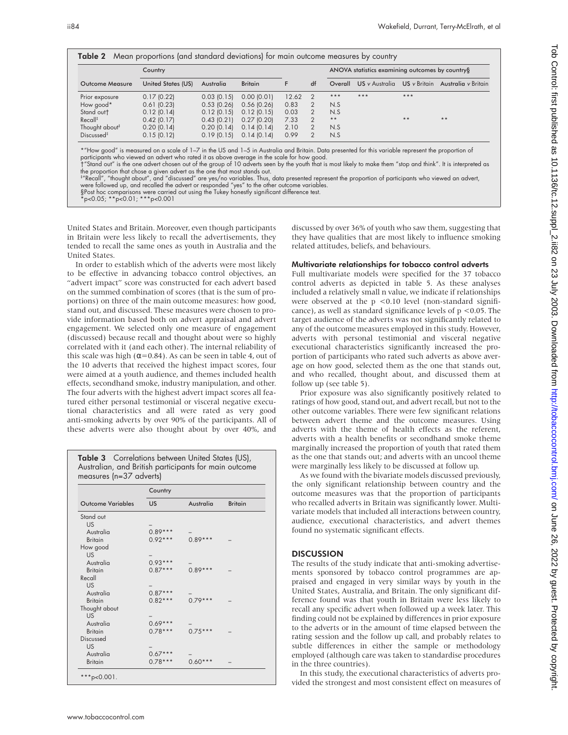**Table 2** Mean proportions (and standard deviations) for main outcome measures by country

| Outcome Measure | Country | | | | | ANOVA statistics examining outcomes by country§ | | | |
|---|---|---|---|---|---|---|---|---|---|
| | United States (US) | Australia | Britain | F | df | Overall | US *v* Australia | US *v* Britain | Australia *v* Britain |
| Prior exposure | 0.17 (0.22) | 0.03 (0.15) | 0.00 (0.01) | 12.62 | 2 | *** | *** | *** | |
| How good* | 0.61 (0.23) | 0.53 (0.26) | 0.56 (0.26) | 0.83 | 2 | N.S | | | |
| Stand out† | 0.12 (0.14) | 0.12 (0.15) | 0.12 (0.15) | 0.03 | 2 | N.S | | | |
| Recall‡ | 0.42 (0.17) | 0.43 (0.21) | 0.27 (0.20) | 7.33 | 2 | ** | | ** | ** |
| Thought about‡ | 0.20 (0.14) | 0.20 (0.14) | 0.14 (0.14) | 2.10 | 2 | N.S | | | |
| Discussed‡ | 0.15 (0.12) | 0.19 (0.15) | 0.14 (0.14) | 0.99 | 2 | N.S | | | |

*"How good" is measured on a scale of 1–7 in the US and 1–5 in Australia and Britain. Data presented for this variable represent the proportion of participants who viewed an advert who rated it as above average in the scale for how good.
†"Stand out" is the one advert chosen out of the group of 10 adverts seen by the youth that is most likely to make them "stop and think". It is interpreted as the proportion that chose a given advert as the one that most stands out.
‡"Recall", "thought about", and "discussed" are yes/no variables. Thus, data presented represent the proportion of participants who viewed an advert, were followed up, and recalled the advert or responded "yes" to the other outcome variables.
§Post hoc comparisons were carried out using the Tukey honestly significant difference test.
*$p<0.05$; **$p<0.01$; ***$p<0.001$

United States and Britain. Moreover, even though participants in Britain were less likely to recall the advertisements, they tended to recall the same ones as youth in Australia and the United States.

In order to establish which of the adverts were most likely to be effective in advancing tobacco control objectives, an "advert impact" score was constructed for each advert based on the summed combination of scores (that is the sum of proportions) on three of the main outcome measures: how good, stand out, and discussed. These measures were chosen to provide information based both on advert appraisal and advert engagement. We selected only one measure of engagement (discussed) because recall and thought about were so highly correlated with it (and each other). The internal reliability of this scale was high ($\alpha=0.84$). As can be seen in table 4, out of the 10 adverts that received the highest impact scores, four were aimed at a youth audience, and themes included health effects, secondhand smoke, industry manipulation, and other. The four adverts with the highest advert impact scores all featured either personal testimonial or visceral negative executional characteristics and all were rated as very good anti-smoking adverts by over 90% of the participants. All of these adverts were also thought about by over 40%, and discussed by over 36% of youth who saw them, suggesting that they have qualities that are most likely to influence smoking related attitudes, beliefs, and behaviours.

**Table 3** Correlations between United States (US), Australian, and British participants for main outcome measures (n=37 adverts)

| Outcome Variables | Country | | |
|---|---|---|---|
| | US | Australia | Britain |
| Stand out | | | |
| US | – | | |
| Australia | 0.89*** | – | |
| Britain | 0.92*** | 0.89*** | – |
| How good | | | |
| US | – | | |
| Australia | 0.93*** | – | |
| Britain | 0.87*** | 0.89*** | – |
| Recall | | | |
| US | – | | |
| Australia | 0.87*** | – | |
| Britain | 0.82*** | 0.79*** | – |
| Thought about | | | |
| US | – | | |
| Australia | 0.69*** | – | |
| Britain | 0.78*** | 0.75*** | – |
| Discussed | | | |
| US | – | | |
| Australia | 0.67*** | – | |
| Britain | 0.78*** | 0.60*** | – |

***$p<0.001$.

### Multivariate relationships for tobacco control adverts

Full multivariate models were specified for the 37 tobacco control adverts as depicted in table 5. As these analyses included a relatively small n value, we indicate if relationships were observed at the $p<0.10$ level (non-standard significance), as well as standard significance levels of $p<0.05$. The target audience of the adverts was not significantly related to any of the outcome measures employed in this study. However, adverts with personal testimonial and visceral negative executional characteristics significantly increased the proportion of participants who rated such adverts as above average on how good, selected them as the one that stands out, and who recalled, thought about, and discussed them at follow up (see table 5).

Prior exposure was also significantly positively related to ratings of how good, stand out, and advert recall, but not to the other outcome variables. There were few significant relations between advert theme and the outcome measures. Using adverts with the theme of health effects as the referent, adverts with a health benefits or secondhand smoke theme marginally increased the proportion of youth that rated them as the one that stands out; and adverts with an uncool theme were marginally less likely to be discussed at follow up.

As we found with the bivariate models discussed previously, the only significant relationship between country and the outcome measures was that the proportion of participants who recalled adverts in Britain was significantly lower. Multivariate models that included all interactions between country, audience, executional characteristics, and advert themes found no systematic significant effects.

## DISCUSSION

The results of the study indicate that anti-smoking advertisements sponsored by tobacco control programmes are appraised and engaged in very similar ways by youth in the United States, Australia, and Britain. The only significant difference found was that youth in Britain were less likely to recall any specific advert when followed up a week later. This finding could not be explained by differences in prior exposure to the adverts or in the amount of time elapsed between the rating session and the follow up call, and probably relates to subtle differences in either the sample or methodology employed (although care was taken to standardise procedures in the three countries).

In this study, the executional characteristics of adverts provided the strongest and most consistent effect on measures of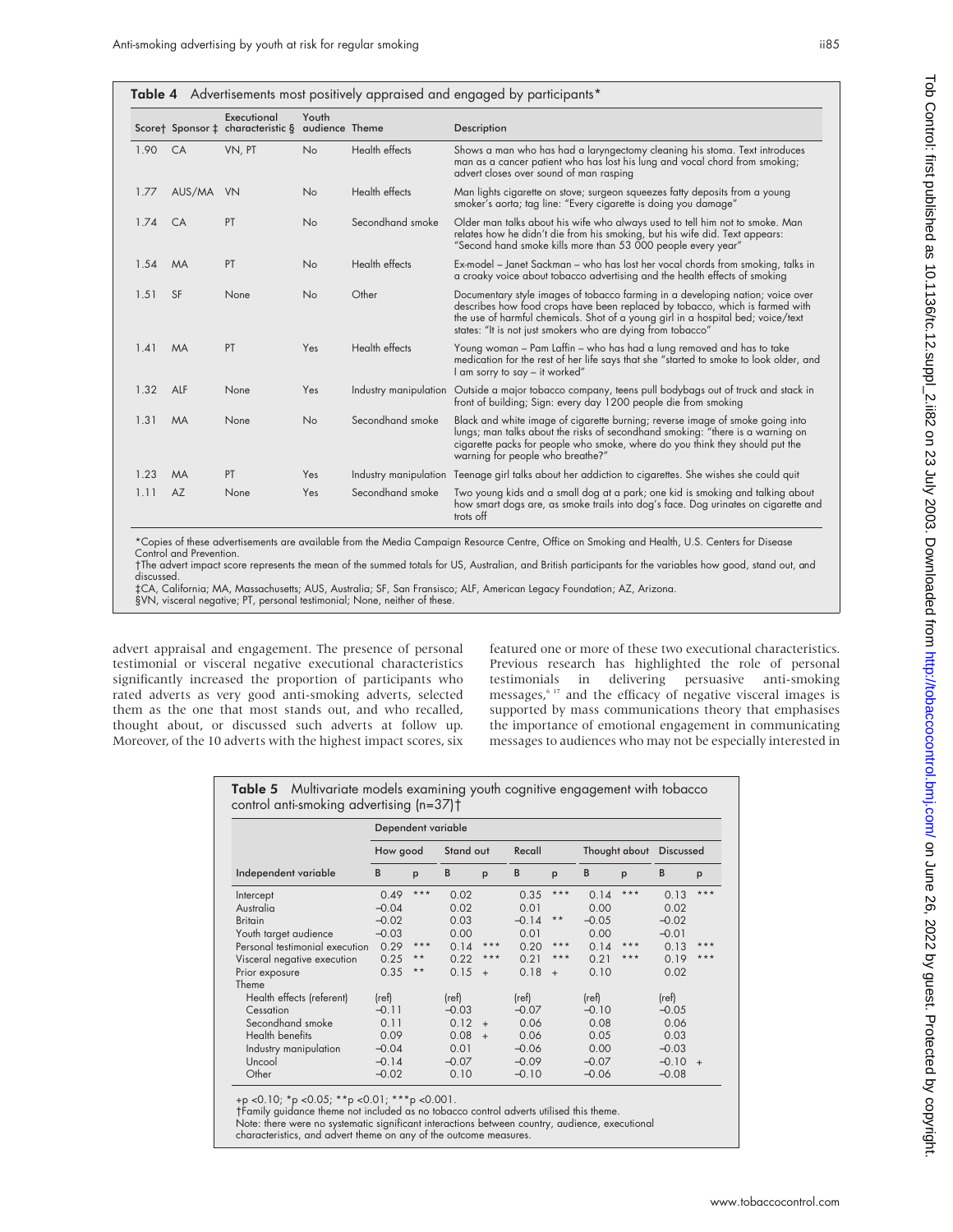**Table 4** Advertisements most positively appraised and engaged by participants*

| Score† | Sponsor ‡ | Executional characteristic § | Youth audience | Theme | Description |
|---|---|---|---|---|---|
| 1.90 | CA | VN, PT | No | Health effects | Shows a man who has had a laryngectomy cleaning his stoma. Text introduces man as a cancer patient who has lost his lung and vocal chord from smoking; advert closes over sound of man rasping |
| 1.77 | AUS/MA | VN | No | Health effects | Man lights cigarette on stove; surgeon squeezes fatty deposits from a young smoker's aorta; tag line: "Every cigarette is doing you damage" |
| 1.74 | CA | PT | No | Secondhand smoke | Older man talks about his wife who always used to tell him not to smoke. Man relates how he didn't die from his smoking, but his wife did. Text appears: "Second hand smoke kills more than 53 000 people every year" |
| 1.54 | MA | PT | No | Health effects | Ex-model – Janet Sackman – who has lost her vocal chords from smoking, talks in a croaky voice about tobacco advertising and the health effects of smoking |
| 1.51 | SF | None | No | Other | Documentary style images of tobacco farming in a developing nation; voice over describes how food crops have been replaced by tobacco, which is farmed with the use of harmful chemicals. Shot of a young girl in a hospital bed; voice/text states: "It is not just smokers who are dying from tobacco" |
| 1.41 | MA | PT | Yes | Health effects | Young woman – Pam Laffin – who has had a lung removed and has to take medication for the rest of her life says that she "started to smoke to look older, and I am sorry to say – it worked" |
| 1.32 | ALF | None | Yes | Industry manipulation | Outside a major tobacco company, teens pull bodybags out of truck and stack in front of building; Sign: every day 1200 people die from smoking |
| 1.31 | MA | None | No | Secondhand smoke | Black and white image of cigarette burning; reverse image of smoke going into lungs; man talks about the risks of secondhand smoking: "there is a warning on cigarette packs for people who smoke, where do you think they should put the warning for people who breathe?" |
| 1.23 | MA | PT | Yes | Industry manipulation | Teenage girl talks about her addiction to cigarettes. She wishes she could quit |
| 1.11 | AZ | None | Yes | Secondhand smoke | Two young kids and a small dog at a park; one kid is smoking and talking about how smart dogs are, as smoke trails into dog's face. Dog urinates on cigarette and trots off |

*Copies of these advertisements are available from the Media Campaign Resource Centre, Office on Smoking and Health, U.S. Centers for Disease Control and Prevention.
†The advert impact score represents the mean of the summed totals for US, Australian, and British participants for the variables how good, stand out, and discussed.
‡CA, California; MA, Massachusetts; AUS, Australia; SF, San Fransisco; ALF, American Legacy Foundation; AZ, Arizona.
§VN, visceral negative; PT, personal testimonial; None, neither of these.

advert appraisal and engagement. The presence of personal testimonial or visceral negative executional characteristics significantly increased the proportion of participants who rated adverts as very good anti-smoking adverts, selected them as the one that most stands out, and who recalled, thought about, or discussed such adverts at follow up. Moreover, of the 10 adverts with the highest impact scores, six featured one or more of these two executional characteristics. Previous research has highlighted the role of personal testimonials in delivering persuasive anti-smoking messages,[6,17] and the efficacy of negative visceral images is supported by mass communications theory that emphasises the importance of emotional engagement in communicating messages to audiences who may not be especially interested in

**Table 5** Multivariate models examining youth cognitive engagement with tobacco control anti-smoking advertising (n=37)†

| | Dependent variable | | | | | | | | | |
|---|---|---|---|---|---|---|---|---|---|---|
| | How good | | Stand out | | Recall | | Thought about | | Discussed | |
| Independent variable | B | p | B | p | B | p | B | p | B | p |
| Intercept | 0.49 | *** | 0.02 | | 0.35 | *** | 0.14 | *** | 0.13 | *** |
| Australia | −0.04 | | 0.02 | | 0.01 | | 0.00 | | 0.02 | |
| Britain | −0.02 | | 0.03 | | −0.14 | ** | −0.05 | | −0.02 | |
| Youth target audience | −0.03 | | 0.00 | | 0.01 | | 0.00 | | −0.01 | |
| Personal testimonial execution | 0.29 | *** | 0.14 | *** | 0.20 | *** | 0.14 | *** | 0.13 | *** |
| Visceral negative execution | 0.25 | ** | 0.22 | *** | 0.21 | *** | 0.21 | *** | 0.19 | *** |
| Prior exposure | 0.35 | ** | 0.15 | + | 0.18 | + | 0.10 | | 0.02 | |
| Theme | | | | | | | | | | |
| Health effects (referent) | (ref) | | (ref) | | (ref) | | (ref) | | (ref) | |
| Cessation | −0.11 | | −0.03 | | −0.07 | | −0.10 | | −0.05 | |
| Secondhand smoke | 0.11 | | 0.12 | + | 0.06 | | 0.08 | | 0.06 | |
| Health benefits | 0.09 | | 0.08 | + | 0.06 | | 0.05 | | 0.03 | |
| Industry manipulation | −0.04 | | 0.01 | | −0.06 | | 0.00 | | −0.03 | |
| Uncool | −0.14 | | −0.07 | | −0.09 | | −0.07 | | −0.10 | + |
| Other | −0.02 | | 0.10 | | −0.10 | | −0.06 | | −0.08 | |

+p <0.10; *p <0.05; **p <0.01; ***p <0.001.
†Family guidance theme not included as no tobacco control adverts utilised this theme.
Note: there were no systematic significant interactions between country, audience, executional characteristics, and advert theme on any of the outcome measures.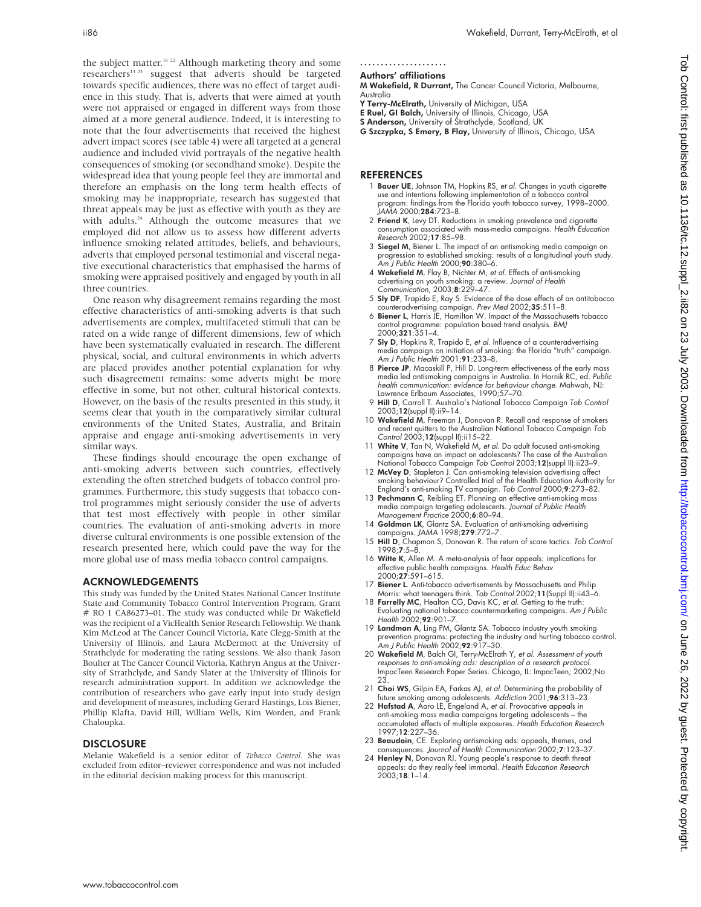the subject matter.[16 22] Although marketing theory and some researchers[13 23] suggest that adverts should be targeted towards specific audiences, there was no effect of target audience in this study. That is, adverts that were aimed at youth were not appraised or engaged in different ways from those aimed at a more general audience. Indeed, it is interesting to note that the four advertisements that received the highest advert impact scores (see table 4) were all targeted at a general audience and included vivid portrayals of the negative health consequences of smoking (or secondhand smoke). Despite the widespread idea that young people feel they are immortal and therefore an emphasis on the long term health effects of smoking may be inappropriate, research has suggested that threat appeals may be just as effective with youth as they are with adults.[24] Although the outcome measures that we employed did not allow us to assess how different adverts influence smoking related attitudes, beliefs, and behaviours, adverts that employed personal testimonial and visceral negative executional characteristics that emphasised the harms of smoking were appraised positively and engaged by youth in all three countries.

One reason why disagreement remains regarding the most effective characteristics of anti-smoking adverts is that such advertisements are complex, multifaceted stimuli that can be rated on a wide range of different dimensions, few of which have been systematically evaluated in research. The different physical, social, and cultural environments in which adverts are placed provides another potential explanation for why such disagreement remains: some adverts might be more effective in some, but not other, cultural historical contexts. However, on the basis of the results presented in this study, it seems clear that youth in the comparatively similar cultural environments of the United States, Australia, and Britain appraise and engage anti-smoking advertisements in very similar ways.

These findings should encourage the open exchange of anti-smoking adverts between such countries, effectively extending the often stretched budgets of tobacco control programmes. Furthermore, this study suggests that tobacco control programmes might seriously consider the use of adverts that test most effectively with people in other similar countries. The evaluation of anti-smoking adverts in more diverse cultural environments is one possible extension of the research presented here, which could pave the way for the more global use of mass media tobacco control campaigns.

## ACKNOWLEDGEMENTS

This study was funded by the United States National Cancer Institute State and Community Tobacco Control Intervention Program, Grant # RO 1 CA86273–01. The study was conducted while Dr Wakefield was the recipient of a VicHealth Senior Research Fellowship. We thank Kim McLeod at The Cancer Council Victoria, Kate Clegg-Smith at the University of Illinois, and Laura McDermott at the University of Strathclyde for moderating the rating sessions. We also thank Jason Boulter at The Cancer Council Victoria, Kathryn Angus at the University of Strathclyde, and Sandy Slater at the University of Illinois for research administration support. In addition we acknowledge the contribution of researchers who gave early input into study design and development of measures, including Gerard Hastings, Lois Biener, Phillip Klafta, David Hill, William Wells, Kim Worden, and Frank Chaloupka.

## DISCLOSURE

Melanie Wakefield is a senior editor of *Tobacco Control*. She was excluded from editor–reviewer correspondence and was not included in the editorial decision making process for this manuscript.

### Authors' affiliations

**M Wakefield, R Durrant,** The Cancer Council Victoria, Melbourne, Australia
**Y Terry-McElrath,** University of Michigan, USA
**E Ruel, GI Balch,** University of Illinois, Chicago, USA
**S Anderson,** University of Strathclyde, Scotland, UK
**G Szczypka, S Emery, B Flay,** University of Illinois, Chicago, USA

## REFERENCES

1. **Bauer UE**, Johnson TM, Hopkins RS, *et al.* Changes in youth cigarette use and intentions following implementation of a tobacco control program: findings from the Florida youth tobacco survey, 1998–2000. *JAMA* 2000;**284**:723–8.
2. **Friend K**, Levy DT. Reductions in smoking prevalence and cigarette consumption associated with mass-media campaigns. *Health Education Research* 2002;**17**:85–98.
3. **Siegel M**, Biener L. The impact of an antismoking media campaign on progression to established smoking: results of a longitudinal youth study. *Am J Public Health* 2000;**90**:380–6.
4. **Wakefield M**, Flay B, Nichter M, *et al.* Effects of anti-smoking advertising on youth smoking: a review. *Journal of Health Communication*, 2003;**8**:229–47.
5. **Sly DF**, Trapido E, Ray S. Evidence of the dose effects of an antitobacco counteradvertising campaign. *Prev Med* 2002;**35**:511–8.
6. **Biener L**, Harris JE, Hamilton W. Impact of the Massachusetts tobacco control programme: population based trend analysis. *BMJ* 2000;**321**:351–4.
7. **Sly D**, Hopkins R, Trapido E, *et al.* Influence of a counteradvertising media campaign on initiation of smoking: the Florida "truth" campaign. *Am J Public Health* 2001;**91**:233–8.
8. **Pierce JP**, Macaskill P, Hill D. Long-term effectiveness of the early mass media led antismoking campaigns in Australia. In Hornik RC, ed. *Public health communication: evidence for behaviour change.* Mahwah, NJ: Lawrence Erlbaum Associates, 1990;57–70.
9. **Hill D**, Carroll T. Australia's National Tobacco Campaign *Tob Control* 2003;**12**(suppl II):ii9–14.
10. **Wakefield M**, Freeman J, Donovan R. Recall and response of smokers and recent quitters to the Australian National Tobacco Campaign *Tob Control* 2003;**12**(suppl II):ii15–22.
11. **White V**, Tan N, Wakefield M, *et al.* Do adult focused anti-smoking campaigns have an impact on adolescents? The case of the Australian National Tobacco Campaign *Tob Control* 2003;**12**(suppl II):ii23–9.
12. **McVey D**, Stapleton J. Can anti-smoking television advertising affect smoking behaviour? Controlled trial of the Health Education Authority for England's anti-smoking TV campaign. *Tob Control* 2000;**9**:273–82.
13. **Pechmann C**, Reibling ET. Planning an effective anti-smoking mass media campaign targeting adolescents. *Journal of Public Health Management Practice* 2000;**6**:80–94.
14. **Goldman LK**, Glantz SA. Evaluation of anti-smoking advertising campaigns. *JAMA* 1998;**279**:772–7.
15. **Hill D**, Chapman S, Donovan R. The return of scare tactics. *Tob Control* 1998;**7**:5–8.
16. **Witte K**, Allen M. A meta-analysis of fear appeals: implications for effective public health campaigns. *Health Educ Behav* 2000;**27**:591–615.
17. **Biener L**. Anti-tobacco advertisements by Massachusetts and Philip Morris: what teenagers think. *Tob Control* 2002;**11**(Suppl II):ii43–6.
18. **Farrelly MC**, Healton CG, Davis KC, *et al.* Getting to the truth: Evaluating national tobacco countermarketing campaigns. *Am J Public Health* 2002;**92**:901–7.
19. **Landman A**, Ling PM, Glantz SA. Tobacco industry youth smoking prevention programs: protecting the industry and hurting tobacco control. *Am J Public Health* 2002;**92**:917–30.
20. **Wakefield M**, Balch GI, Terry-McElrath Y, *et al. Assessment of youth responses to anti-smoking ads: description of a research protocol.* ImpacTeen Research Paper Series. Chicago, IL: ImpacTeen; 2002;No 23.
21. **Choi WS**, Gilpin EA, Farkas AJ, *et al.* Determining the probability of future smoking among adolescents. *Addiction* 2001;**96**:313–23.
22. **Hafstad A**, Aaro LE, Engeland A, *et al.* Provocative appeals in anti-smoking mass media campaigns targeting adolescents – the accumulated effects of multiple exposures. *Health Education Research* 1997;**12**:227–36.
23. **Beaudoin**, CE. Exploring antismoking ads: appeals, themes, and consequences. *Journal of Health Communication* 2002;**7**:123–37.
24. **Henley N**, Donovan RJ. Young people's response to death threat appeals: do they really feel immortal. *Health Education Research* 2003;**18**:1–14.